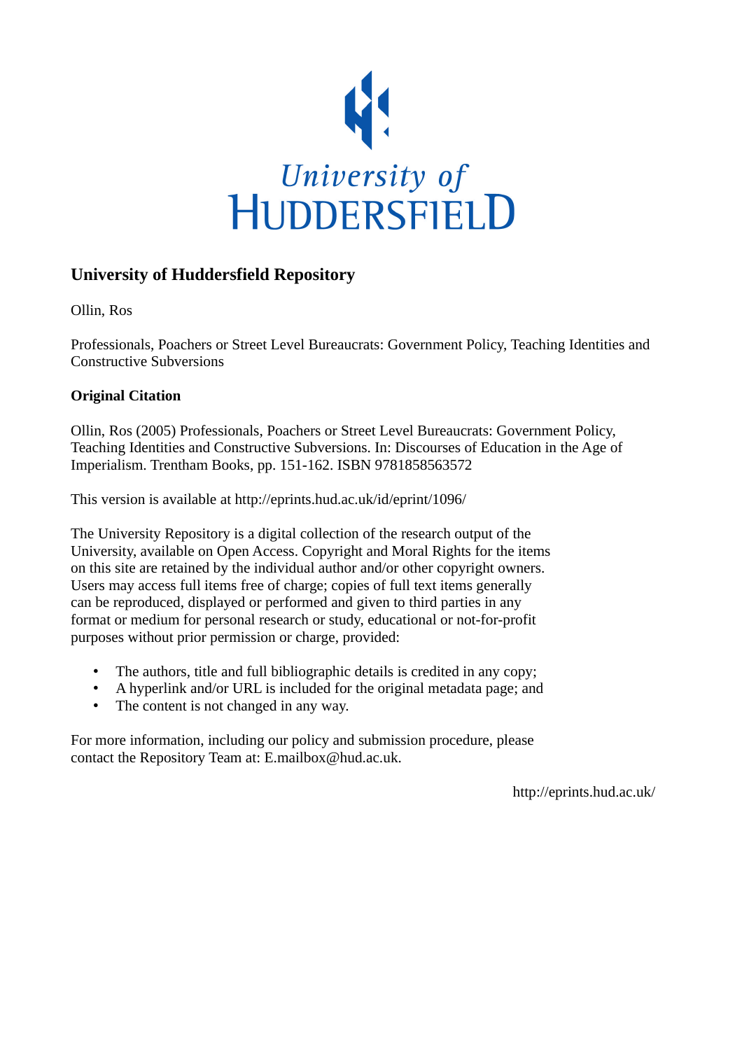University of HUDDERSFIELD

## University of Huddersfield Repository

Ollin, Ros

Professionals, Poachers or Street Level Bureaucrats: Government Policy, Teaching Identities and Constructive Subversions

### Original Citation

Ollin, Ros (2005) Professionals, Poachers or Street Level Bureaucrats: Government Policy, Teaching Identities and Constructive Subversions. In: Discourses of Education in the Age of Imperialism. Trentham Books, pp. 151-162. ISBN 9781858563572

This version is available at http://eprints.hud.ac.uk/id/eprint/1096/

The University Repository is a digital collection of the research output of the University, available on Open Access. Copyright and Moral Rights for the items on this site are retained by the individual author and/or other copyright owners. Users may access full items free of charge; copies of full text items generally can be reproduced, displayed or performed and given to third parties in any format or medium for personal research or study, educational or not-for-profit purposes without prior permission or charge, provided:

- The authors, title and full bibliographic details is credited in any copy;
- A hyperlink and/or URL is included for the original metadata page; and
- The content is not changed in any way.

For more information, including our policy and submission procedure, please contact the Repository Team at: E.mailbox@hud.ac.uk.

http://eprints.hud.ac.uk/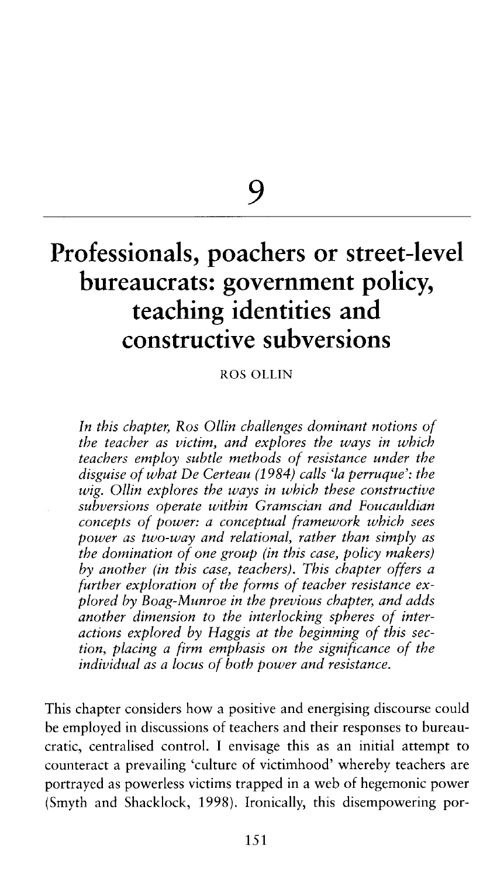# 9

# Professionals, poachers or street-level bureaucrats: government policy, teaching identities and constructive subversions

ROS OLLIN

*In this chapter, Ros Ollin challenges dominant notions of the teacher as victim, and explores the ways in which teachers employ subtle methods of resistance under the disguise of what De Certeau (1984) calls 'la perruque': the wig. Ollin explores the ways in which these constructive subversions operate within Gramscian and Foucauldian concepts of power: a conceptual framework which sees power as two-way and relational, rather than simply as the domination of one group (in this case, policy makers) by another (in this case, teachers). This chapter offers a further exploration of the forms of teacher resistance explored by Boag-Munroe in the previous chapter, and adds another dimension to the interlocking spheres of interactions explored by Haggis at the beginning of this section, placing a firm emphasis on the significance of the individual as a locus of both power and resistance.*

This chapter considers how a positive and energising discourse could be employed in discussions of teachers and their responses to bureaucratic, centralised control. I envisage this as an initial attempt to counteract a prevailing 'culture of victimhood' whereby teachers are portrayed as powerless victims trapped in a web of hegemonic power (Smyth and Shacklock, 1998). Ironically, this disempowering por-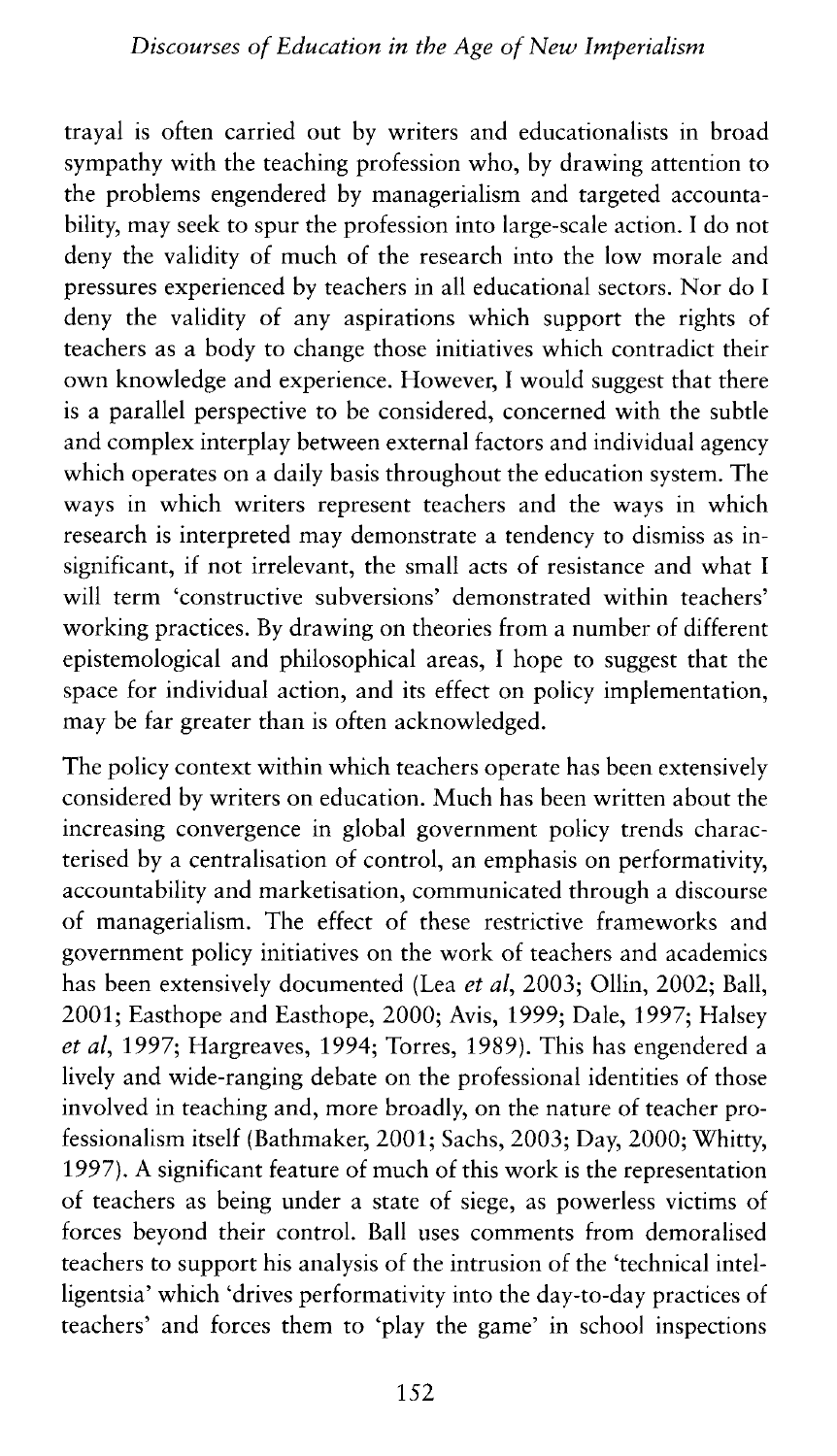trayal is often carried out by writers and educationalists in broad sympathy with the teaching profession who, by drawing attention to the problems engendered by managerialism and targeted accountability, may seek to spur the profession into large-scale action. I do not deny the validity of much of the research into the low morale and pressures experienced by teachers in all educational sectors. Nor do I deny the validity of any aspirations which support the rights of teachers as a body to change those initiatives which contradict their own knowledge and experience. However, I would suggest that there is a parallel perspective to be considered, concerned with the subtle and complex interplay between external factors and individual agency which operates on a daily basis throughout the education system. The ways in which writers represent teachers and the ways in which research is interpreted may demonstrate a tendency to dismiss as insignificant, if not irrelevant, the small acts of resistance and what I will term 'constructive subversions' demonstrated within teachers' working practices. By drawing on theories from a number of different epistemological and philosophical areas, I hope to suggest that the space for individual action, and its effect on policy implementation, may be far greater than is often acknowledged.

The policy context within which teachers operate has been extensively considered by writers on education. Much has been written about the increasing convergence in global government policy trends characterised by a centralisation of control, an emphasis on performativity, accountability and marketisation, communicated through a discourse of managerialism. The effect of these restrictive frameworks and government policy initiatives on the work of teachers and academics has been extensively documented (Lea *et al*, 2003; Ollin, 2002; Ball, 2001; Easthope and Easthope, 2000; Avis, 1999; Dale, 1997; Halsey *et al*, 1997; Hargreaves, 1994; Torres, 1989). This has engendered a lively and wide-ranging debate on the professional identities of those involved in teaching and, more broadly, on the nature of teacher professionalism itself (Bathmaker, 2001; Sachs, 2003; Day, 2000; Whitty, 1997). A significant feature of much of this work is the representation of teachers as being under a state of siege, as powerless victims of forces beyond their control. Ball uses comments from demoralised teachers to support his analysis of the intrusion of the 'technical intelligentsia' which 'drives performativity into the day-to-day practices of teachers' and forces them to 'play the game' in school inspections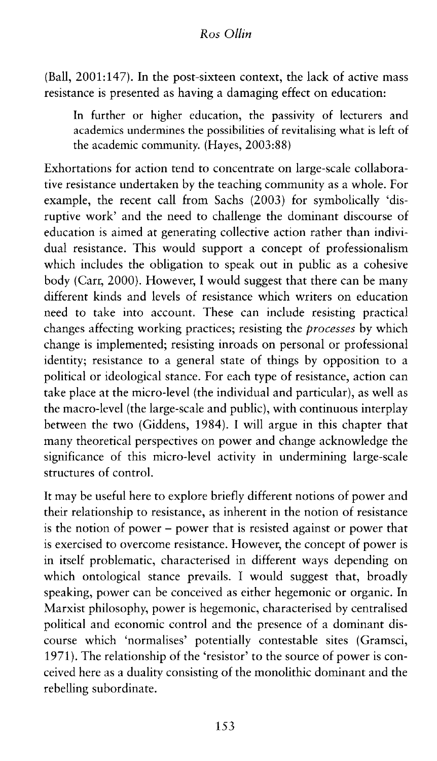(Ball, 2001:147). In the post-sixteen context, the lack of active mass resistance is presented as having a damaging effect on education:

> In further or higher education, the passivity of lecturers and academics undermines the possibilities of revitalising what is left of the academic community. (Hayes, 2003:88)

Exhortations for action tend to concentrate on large-scale collaborative resistance undertaken by the teaching community as a whole. For example, the recent call from Sachs (2003) for symbolically 'disruptive work' and the need to challenge the dominant discourse of education is aimed at generating collective action rather than individual resistance. This would support a concept of professionalism which includes the obligation to speak out in public as a cohesive body (Carr, 2000). However, I would suggest that there can be many different kinds and levels of resistance which writers on education need to take into account. These can include resisting practical changes affecting working practices; resisting the *processes* by which change is implemented; resisting inroads on personal or professional identity; resistance to a general state of things by opposition to a political or ideological stance. For each type of resistance, action can take place at the micro-level (the individual and particular), as well as the macro-level (the large-scale and public), with continuous interplay between the two (Giddens, 1984). I will argue in this chapter that many theoretical perspectives on power and change acknowledge the significance of this micro-level activity in undermining large-scale structures of control.

It may be useful here to explore briefly different notions of power and their relationship to resistance, as inherent in the notion of resistance is the notion of power – power that is resisted against or power that is exercised to overcome resistance. However, the concept of power is in itself problematic, characterised in different ways depending on which ontological stance prevails. I would suggest that, broadly speaking, power can be conceived as either hegemonic or organic. In Marxist philosophy, power is hegemonic, characterised by centralised political and economic control and the presence of a dominant discourse which 'normalises' potentially contestable sites (Gramsci, 1971). The relationship of the 'resistor' to the source of power is conceived here as a duality consisting of the monolithic dominant and the rebelling subordinate.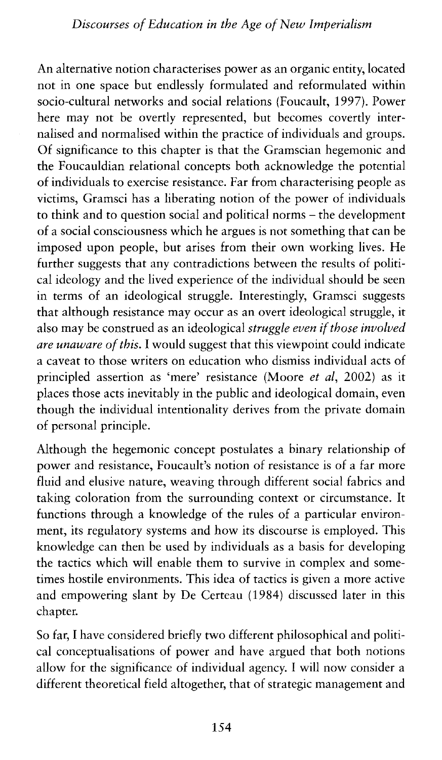An alternative notion characterises power as an organic entity, located not in one space but endlessly formulated and reformulated within socio-cultural networks and social relations (Foucault, 1997). Power here may not be overtly represented, but becomes covertly internalised and normalised within the practice of individuals and groups. Of significance to this chapter is that the Gramscian hegemonic and the Foucauldian relational concepts both acknowledge the potential of individuals to exercise resistance. Far from characterising people as victims, Gramsci has a liberating notion of the power of individuals to think and to question social and political norms – the development of a social consciousness which he argues is not something that can be imposed upon people, but arises from their own working lives. He further suggests that any contradictions between the results of political ideology and the lived experience of the individual should be seen in terms of an ideological struggle. Interestingly, Gramsci suggests that although resistance may occur as an overt ideological struggle, it also may be construed as an ideological *struggle even if those involved are unaware of this.* I would suggest that this viewpoint could indicate a caveat to those writers on education who dismiss individual acts of principled assertion as 'mere' resistance (Moore *et al*, 2002) as it places those acts inevitably in the public and ideological domain, even though the individual intentionality derives from the private domain of personal principle.

Although the hegemonic concept postulates a binary relationship of power and resistance, Foucault's notion of resistance is of a far more fluid and elusive nature, weaving through different social fabrics and taking coloration from the surrounding context or circumstance. It functions through a knowledge of the rules of a particular environment, its regulatory systems and how its discourse is employed. This knowledge can then be used by individuals as a basis for developing the tactics which will enable them to survive in complex and sometimes hostile environments. This idea of tactics is given a more active and empowering slant by De Certeau (1984) discussed later in this chapter.

So far, I have considered briefly two different philosophical and political conceptualisations of power and have argued that both notions allow for the significance of individual agency. I will now consider a different theoretical field altogether, that of strategic management and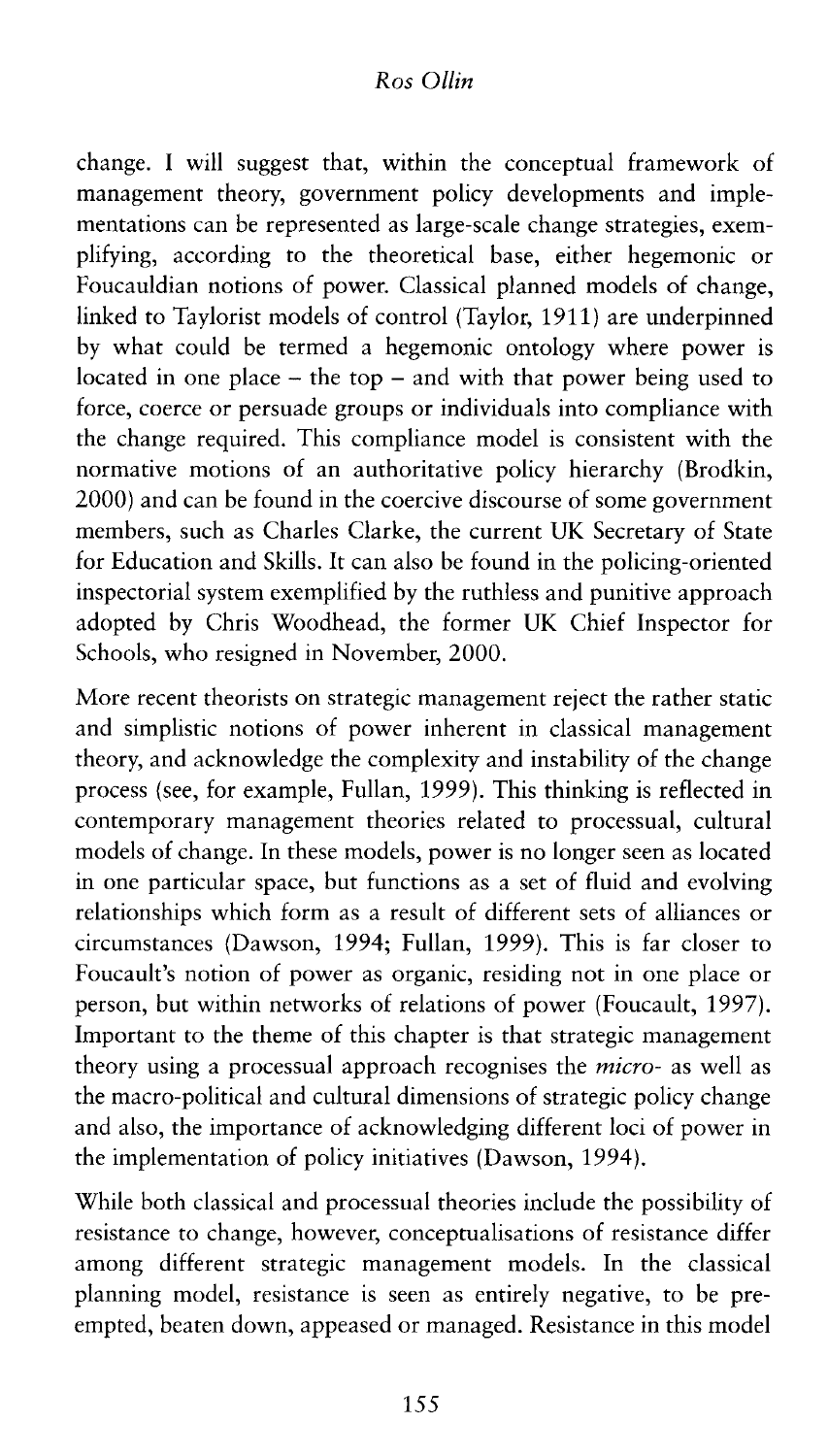change. I will suggest that, within the conceptual framework of management theory, government policy developments and implementations can be represented as large-scale change strategies, exemplifying, according to the theoretical base, either hegemonic or Foucauldian notions of power. Classical planned models of change, linked to Taylorist models of control (Taylor, 1911) are underpinned by what could be termed a hegemonic ontology where power is located in one place – the top – and with that power being used to force, coerce or persuade groups or individuals into compliance with the change required. This compliance model is consistent with the normative motions of an authoritative policy hierarchy (Brodkin, 2000) and can be found in the coercive discourse of some government members, such as Charles Clarke, the current UK Secretary of State for Education and Skills. It can also be found in the policing-oriented inspectorial system exemplified by the ruthless and punitive approach adopted by Chris Woodhead, the former UK Chief Inspector for Schools, who resigned in November, 2000.

More recent theorists on strategic management reject the rather static and simplistic notions of power inherent in classical management theory, and acknowledge the complexity and instability of the change process (see, for example, Fullan, 1999). This thinking is reflected in contemporary management theories related to processual, cultural models of change. In these models, power is no longer seen as located in one particular space, but functions as a set of fluid and evolving relationships which form as a result of different sets of alliances or circumstances (Dawson, 1994; Fullan, 1999). This is far closer to Foucault's notion of power as organic, residing not in one place or person, but within networks of relations of power (Foucault, 1997). Important to the theme of this chapter is that strategic management theory using a processual approach recognises the *micro-* as well as the macro-political and cultural dimensions of strategic policy change and also, the importance of acknowledging different loci of power in the implementation of policy initiatives (Dawson, 1994).

While both classical and processual theories include the possibility of resistance to change, however, conceptualisations of resistance differ among different strategic management models. In the classical planning model, resistance is seen as entirely negative, to be pre-empted, beaten down, appeased or managed. Resistance in this model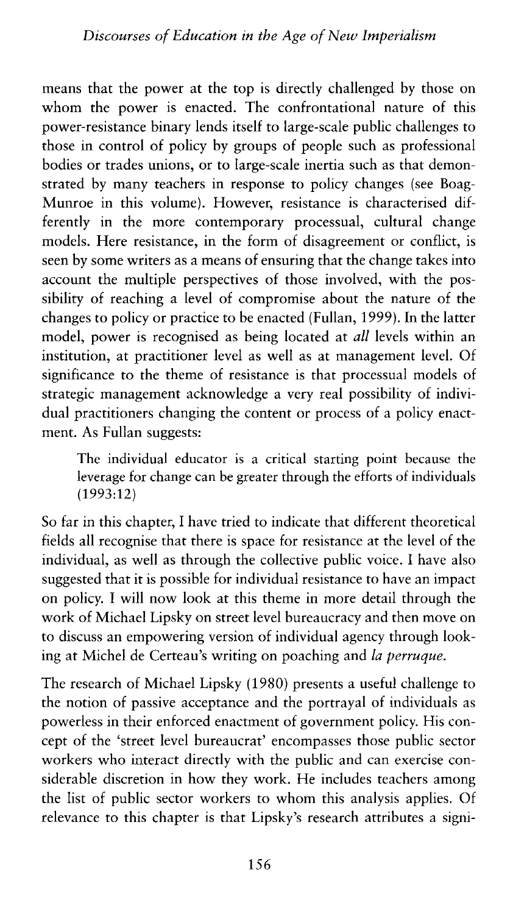means that the power at the top is directly challenged by those on whom the power is enacted. The confrontational nature of this power-resistance binary lends itself to large-scale public challenges to those in control of policy by groups of people such as professional bodies or trades unions, or to large-scale inertia such as that demonstrated by many teachers in response to policy changes (see Boag-Munroe in this volume). However, resistance is characterised differently in the more contemporary processual, cultural change models. Here resistance, in the form of disagreement or conflict, is seen by some writers as a means of ensuring that the change takes into account the multiple perspectives of those involved, with the possibility of reaching a level of compromise about the nature of the changes to policy or practice to be enacted (Fullan, 1999). In the latter model, power is recognised as being located at *all* levels within an institution, at practitioner level as well as at management level. Of significance to the theme of resistance is that processual models of strategic management acknowledge a very real possibility of individual practitioners changing the content or process of a policy enactment. As Fullan suggests:

> The individual educator is a critical starting point because the leverage for change can be greater through the efforts of individuals (1993:12)

So far in this chapter, I have tried to indicate that different theoretical fields all recognise that there is space for resistance at the level of the individual, as well as through the collective public voice. I have also suggested that it is possible for individual resistance to have an impact on policy. I will now look at this theme in more detail through the work of Michael Lipsky on street level bureaucracy and then move on to discuss an empowering version of individual agency through looking at Michel de Certeau's writing on poaching and *la perruque*.

The research of Michael Lipsky (1980) presents a useful challenge to the notion of passive acceptance and the portrayal of individuals as powerless in their enforced enactment of government policy. His concept of the 'street level bureaucrat' encompasses those public sector workers who interact directly with the public and can exercise considerable discretion in how they work. He includes teachers among the list of public sector workers to whom this analysis applies. Of relevance to this chapter is that Lipsky's research attributes a signi-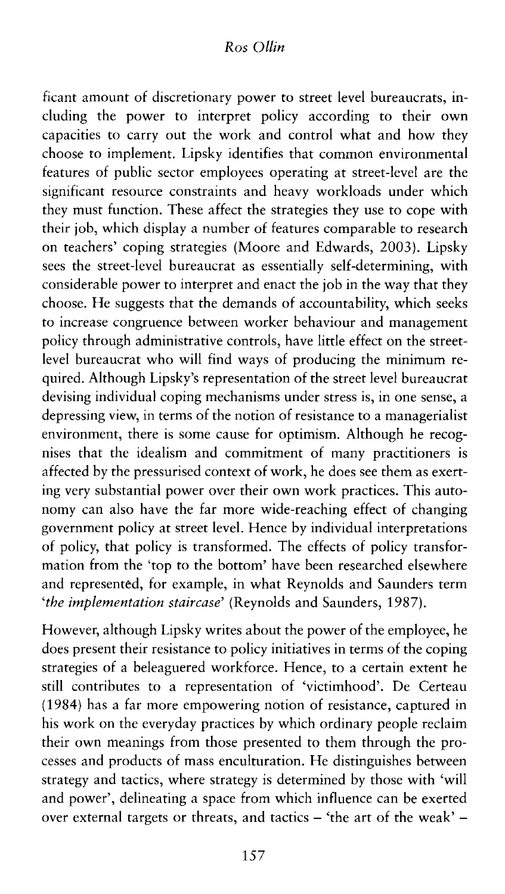ficant amount of discretionary power to street level bureaucrats, including the power to interpret policy according to their own capacities to carry out the work and control what and how they choose to implement. Lipsky identifies that common environmental features of public sector employees operating at street-level are the significant resource constraints and heavy workloads under which they must function. These affect the strategies they use to cope with their job, which display a number of features comparable to research on teachers' coping strategies (Moore and Edwards, 2003). Lipsky sees the street-level bureaucrat as essentially self-determining, with considerable power to interpret and enact the job in the way that they choose. He suggests that the demands of accountability, which seeks to increase congruence between worker behaviour and management policy through administrative controls, have little effect on the street-level bureaucrat who will find ways of producing the minimum required. Although Lipsky's representation of the street level bureaucrat devising individual coping mechanisms under stress is, in one sense, a depressing view, in terms of the notion of resistance to a managerialist environment, there is some cause for optimism. Although he recognises that the idealism and commitment of many practitioners is affected by the pressurised context of work, he does see them as exerting very substantial power over their own work practices. This autonomy can also have the far more wide-reaching effect of changing government policy at street level. Hence by individual interpretations of policy, that policy is transformed. The effects of policy transformation from the 'top to the bottom' have been researched elsewhere and represented, for example, in what Reynolds and Saunders term '*the implementation staircase*' (Reynolds and Saunders, 1987).

However, although Lipsky writes about the power of the employee, he does present their resistance to policy initiatives in terms of the coping strategies of a beleaguered workforce. Hence, to a certain extent he still contributes to a representation of 'victimhood'. De Certeau (1984) has a far more empowering notion of resistance, captured in his work on the everyday practices by which ordinary people reclaim their own meanings from those presented to them through the processes and products of mass enculturation. He distinguishes between strategy and tactics, where strategy is determined by those with 'will and power', delineating a space from which influence can be exerted over external targets or threats, and tactics – 'the art of the weak' –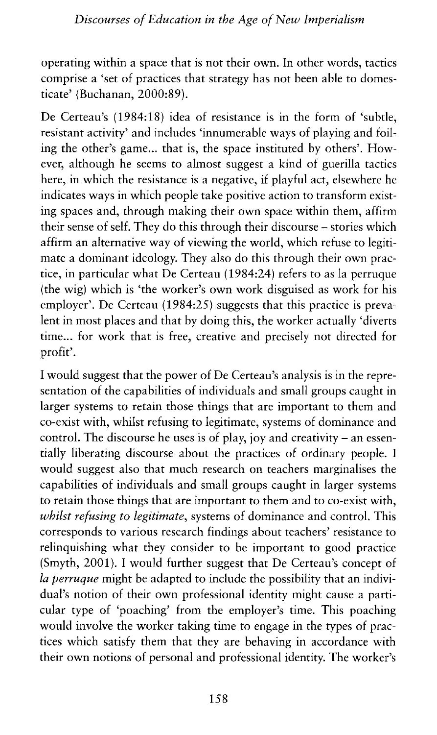operating within a space that is not their own. In other words, tactics comprise a 'set of practices that strategy has not been able to domesticate' (Buchanan, 2000:89).

De Certeau's (1984:18) idea of resistance is in the form of 'subtle, resistant activity' and includes 'innumerable ways of playing and foiling the other's game... that is, the space instituted by others'. However, although he seems to almost suggest a kind of guerilla tactics here, in which the resistance is a negative, if playful act, elsewhere he indicates ways in which people take positive action to transform existing spaces and, through making their own space within them, affirm their sense of self. They do this through their discourse – stories which affirm an alternative way of viewing the world, which refuse to legitimate a dominant ideology. They also do this through their own practice, in particular what De Certeau (1984:24) refers to as la perruque (the wig) which is 'the worker's own work disguised as work for his employer'. De Certeau (1984:25) suggests that this practice is prevalent in most places and that by doing this, the worker actually 'diverts time... for work that is free, creative and precisely not directed for profit'.

I would suggest that the power of De Certeau's analysis is in the representation of the capabilities of individuals and small groups caught in larger systems to retain those things that are important to them and co-exist with, whilst refusing to legitimate, systems of dominance and control. The discourse he uses is of play, joy and creativity – an essentially liberating discourse about the practices of ordinary people. I would suggest also that much research on teachers marginalises the capabilities of individuals and small groups caught in larger systems to retain those things that are important to them and to co-exist with, *whilst refusing to legitimate*, systems of dominance and control. This corresponds to various research findings about teachers' resistance to relinquishing what they consider to be important to good practice (Smyth, 2001). I would further suggest that De Certeau's concept of *la perruque* might be adapted to include the possibility that an individual's notion of their own professional identity might cause a particular type of 'poaching' from the employer's time. This poaching would involve the worker taking time to engage in the types of practices which satisfy them that they are behaving in accordance with their own notions of personal and professional identity. The worker's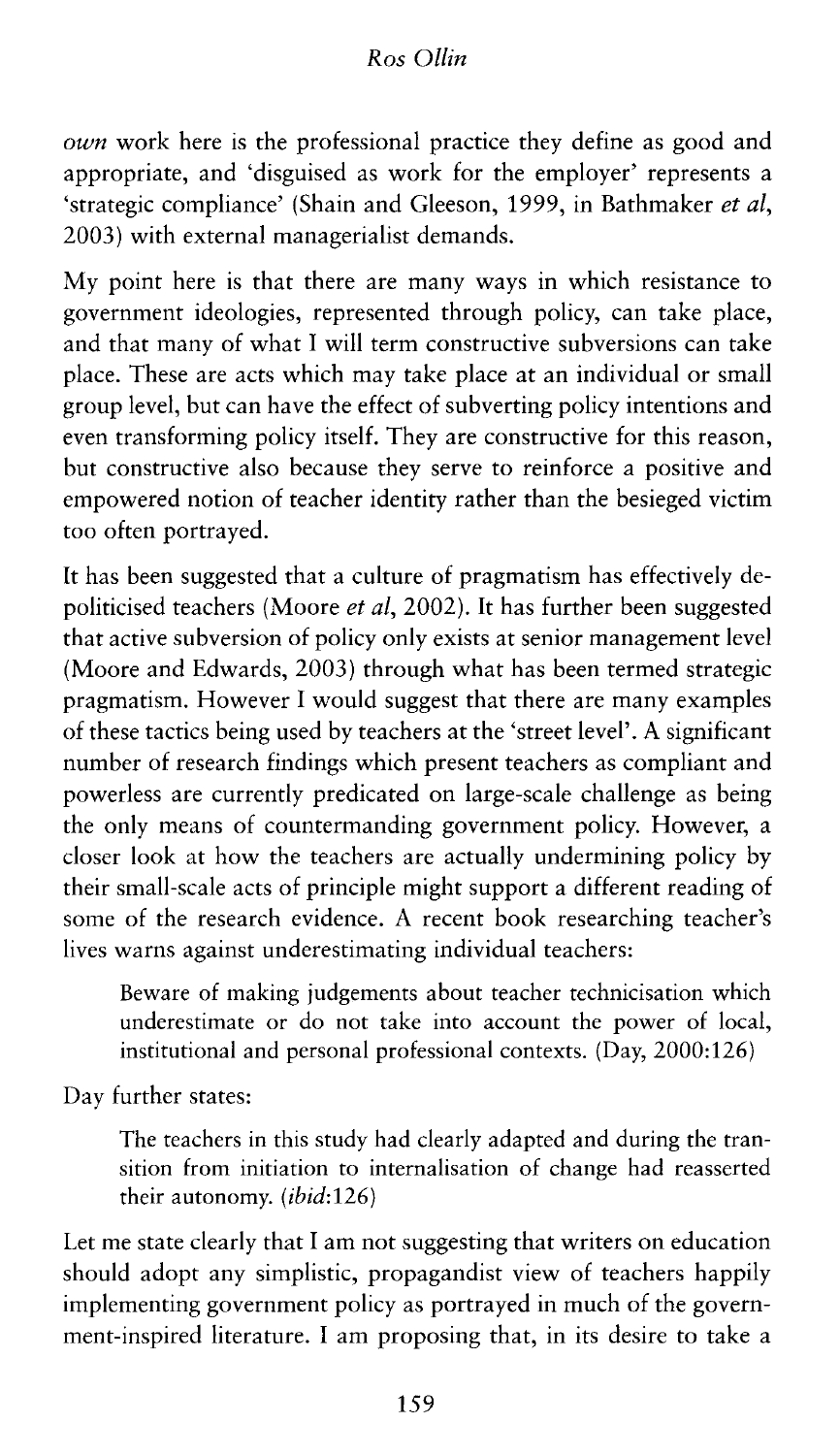*own* work here is the professional practice they define as good and appropriate, and 'disguised as work for the employer' represents a 'strategic compliance' (Shain and Gleeson, 1999, in Bathmaker *et al*, 2003) with external managerialist demands.

My point here is that there are many ways in which resistance to government ideologies, represented through policy, can take place, and that many of what I will term constructive subversions can take place. These are acts which may take place at an individual or small group level, but can have the effect of subverting policy intentions and even transforming policy itself. They are constructive for this reason, but constructive also because they serve to reinforce a positive and empowered notion of teacher identity rather than the besieged victim too often portrayed.

It has been suggested that a culture of pragmatism has effectively de-politicised teachers (Moore *et al*, 2002). It has further been suggested that active subversion of policy only exists at senior management level (Moore and Edwards, 2003) through what has been termed strategic pragmatism. However I would suggest that there are many examples of these tactics being used by teachers at the 'street level'. A significant number of research findings which present teachers as compliant and powerless are currently predicated on large-scale challenge as being the only means of countermanding government policy. However, a closer look at how the teachers are actually undermining policy by their small-scale acts of principle might support a different reading of some of the research evidence. A recent book researching teacher's lives warns against underestimating individual teachers:

> Beware of making judgements about teacher technicisation which underestimate or do not take into account the power of local, institutional and personal professional contexts. (Day, 2000:126)

Day further states:

> The teachers in this study had clearly adapted and during the transition from initiation to internalisation of change had reasserted their autonomy. (*ibid*:126)

Let me state clearly that I am not suggesting that writers on education should adopt any simplistic, propagandist view of teachers happily implementing government policy as portrayed in much of the government-inspired literature. I am proposing that, in its desire to take a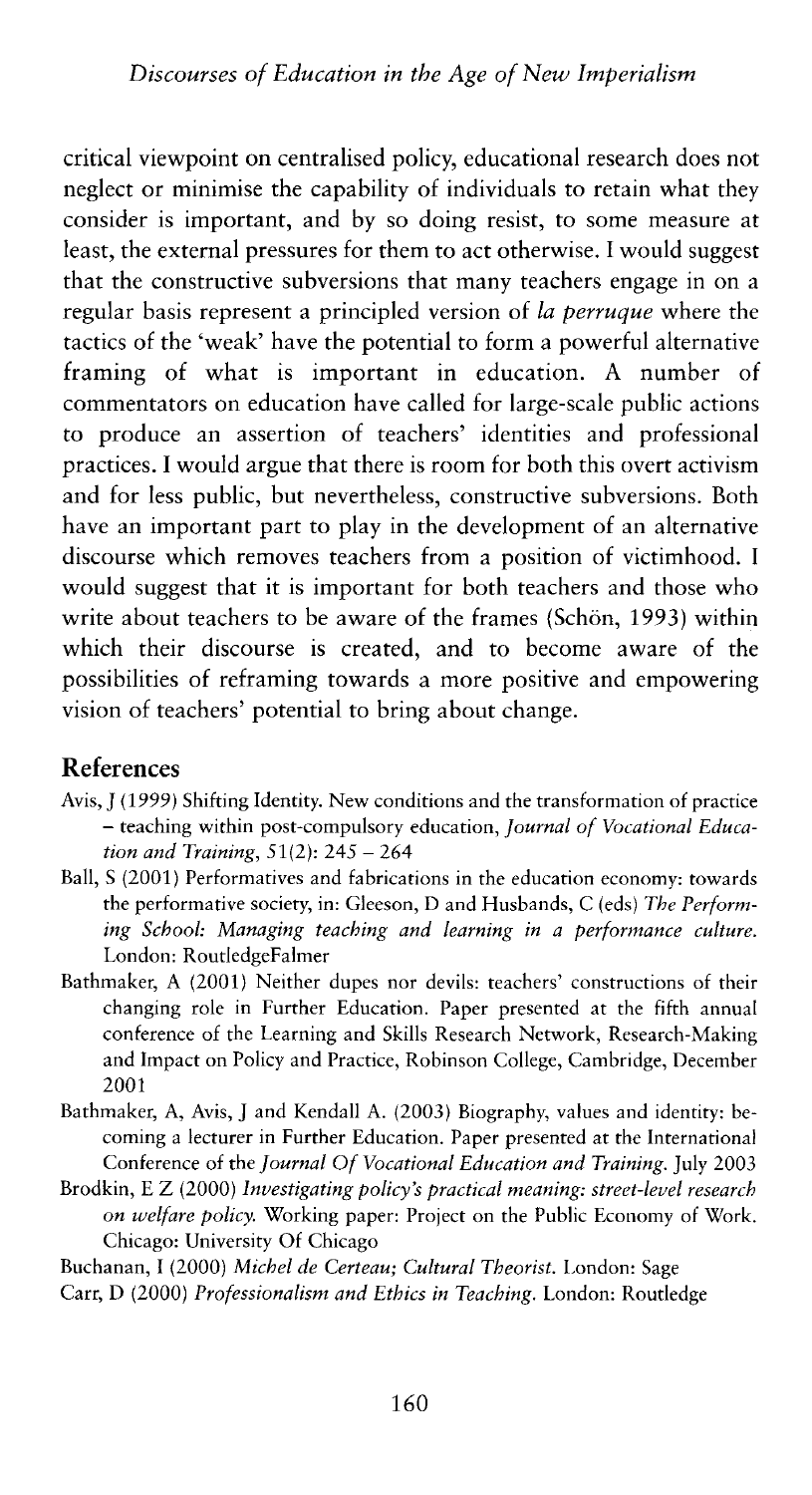critical viewpoint on centralised policy, educational research does not neglect or minimise the capability of individuals to retain what they consider is important, and by so doing resist, to some measure at least, the external pressures for them to act otherwise. I would suggest that the constructive subversions that many teachers engage in on a regular basis represent a principled version of *la perruque* where the tactics of the 'weak' have the potential to form a powerful alternative framing of what is important in education. A number of commentators on education have called for large-scale public actions to produce an assertion of teachers' identities and professional practices. I would argue that there is room for both this overt activism and for less public, but nevertheless, constructive subversions. Both have an important part to play in the development of an alternative discourse which removes teachers from a position of victimhood. I would suggest that it is important for both teachers and those who write about teachers to be aware of the frames (Schön, 1993) within which their discourse is created, and to become aware of the possibilities of reframing towards a more positive and empowering vision of teachers' potential to bring about change.

## References

Avis, J (1999) Shifting Identity. New conditions and the transformation of practice – teaching within post-compulsory education, *Journal of Vocational Education and Training*, 51(2): 245 – 264

Ball, S (2001) Performatives and fabrications in the education economy: towards the performative society, in: Gleeson, D and Husbands, C (eds) *The Performing School: Managing teaching and learning in a performance culture.* London: RoutledgeFalmer

Bathmaker, A (2001) Neither dupes nor devils: teachers' constructions of their changing role in Further Education. Paper presented at the fifth annual conference of the Learning and Skills Research Network, Research-Making and Impact on Policy and Practice, Robinson College, Cambridge, December 2001

Bathmaker, A, Avis, J and Kendall A. (2003) Biography, values and identity: becoming a lecturer in Further Education. Paper presented at the International Conference of the *Journal Of Vocational Education and Training.* July 2003

Brodkin, E Z (2000) *Investigating policy's practical meaning: street-level research on welfare policy.* Working paper: Project on the Public Economy of Work. Chicago: University Of Chicago

Buchanan, I (2000) *Michel de Certeau; Cultural Theorist.* London: Sage

Carr, D (2000) *Professionalism and Ethics in Teaching.* London: Routledge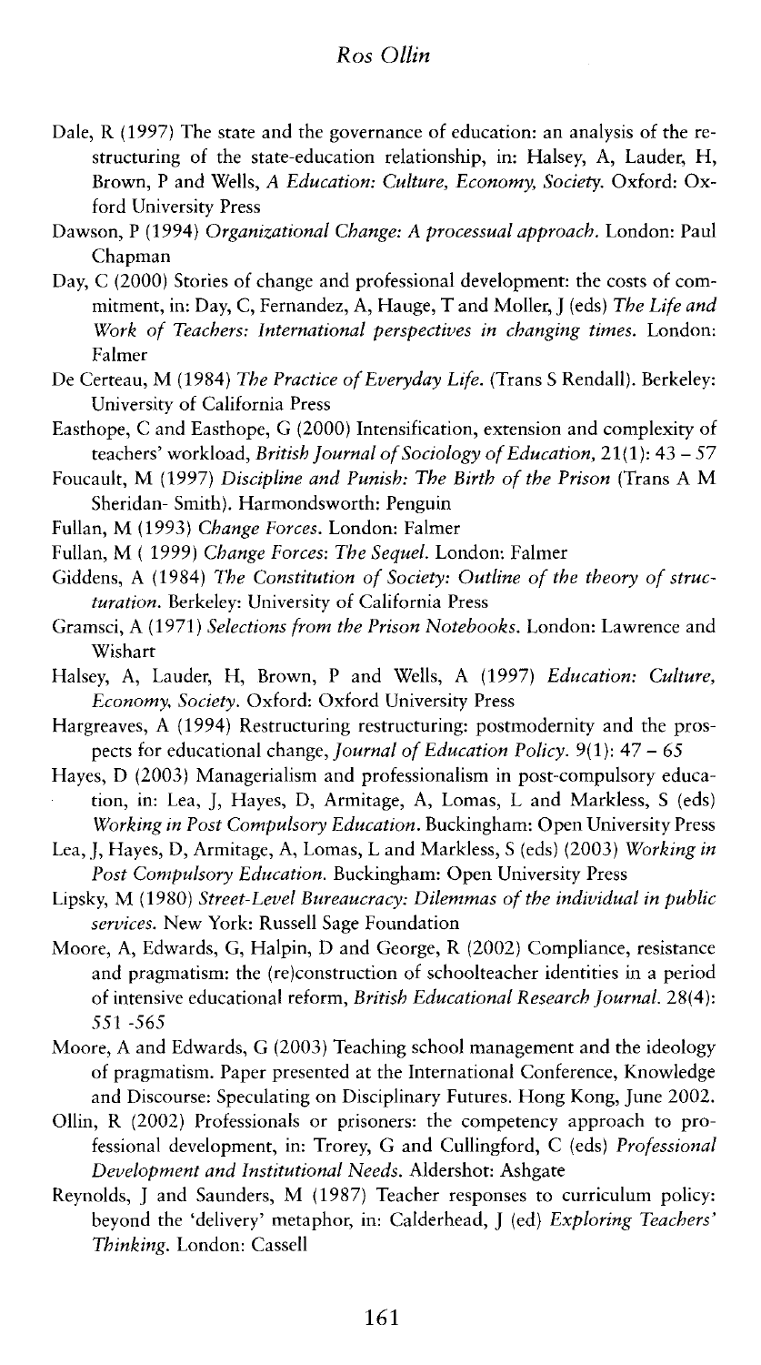Dale, R (1997) The state and the governance of education: an analysis of the restructuring of the state-education relationship, in: Halsey, A, Lauder, H, Brown, P and Wells, *A Education: Culture, Economy, Society*. Oxford: Oxford University Press

Dawson, P (1994) *Organizational Change: A processual approach*. London: Paul Chapman

Day, C (2000) Stories of change and professional development: the costs of commitment, in: Day, C, Fernandez, A, Hauge, T and Moller, J (eds) *The Life and Work of Teachers: International perspectives in changing times*. London: Falmer

De Certeau, M (1984) *The Practice of Everyday Life*. (Trans S Rendall). Berkeley: University of California Press

Easthope, C and Easthope, G (2000) Intensification, extension and complexity of teachers' workload, *British Journal of Sociology of Education*, 21(1): 43 – 57

Foucault, M (1997) *Discipline and Punish: The Birth of the Prison* (Trans A M Sheridan- Smith). Harmondsworth: Penguin

Fullan, M (1993) *Change Forces*. London: Falmer

Fullan, M ( 1999) *Change Forces: The Sequel*. London: Falmer

Giddens, A (1984) *The Constitution of Society: Outline of the theory of structuration*. Berkeley: University of California Press

Gramsci, A (1971) *Selections from the Prison Notebooks*. London: Lawrence and Wishart

Halsey, A, Lauder, H, Brown, P and Wells, A (1997) *Education: Culture, Economy, Society*. Oxford: Oxford University Press

Hargreaves, A (1994) Restructuring restructuring: postmodernity and the prospects for educational change, *Journal of Education Policy*. 9(1): 47 – 65

Hayes, D (2003) Managerialism and professionalism in post-compulsory education, in: Lea, J, Hayes, D, Armitage, A, Lomas, L and Markless, S (eds) *Working in Post Compulsory Education*. Buckingham: Open University Press

Lea, J, Hayes, D, Armitage, A, Lomas, L and Markless, S (eds) (2003) *Working in Post Compulsory Education*. Buckingham: Open University Press

Lipsky, M (1980) *Street-Level Bureaucracy: Dilemmas of the individual in public services*. New York: Russell Sage Foundation

Moore, A, Edwards, G, Halpin, D and George, R (2002) Compliance, resistance and pragmatism: the (re)construction of schoolteacher identities in a period of intensive educational reform, *British Educational Research Journal*. 28(4): 551 -565

Moore, A and Edwards, G (2003) Teaching school management and the ideology of pragmatism. Paper presented at the International Conference, Knowledge and Discourse: Speculating on Disciplinary Futures. Hong Kong, June 2002.

Ollin, R (2002) Professionals or prisoners: the competency approach to professional development, in: Trorey, G and Cullingford, C (eds) *Professional Development and Institutional Needs*. Aldershot: Ashgate

Reynolds, J and Saunders, M (1987) Teacher responses to curriculum policy: beyond the 'delivery' metaphor, in: Calderhead, J (ed) *Exploring Teachers' Thinking*. London: Cassell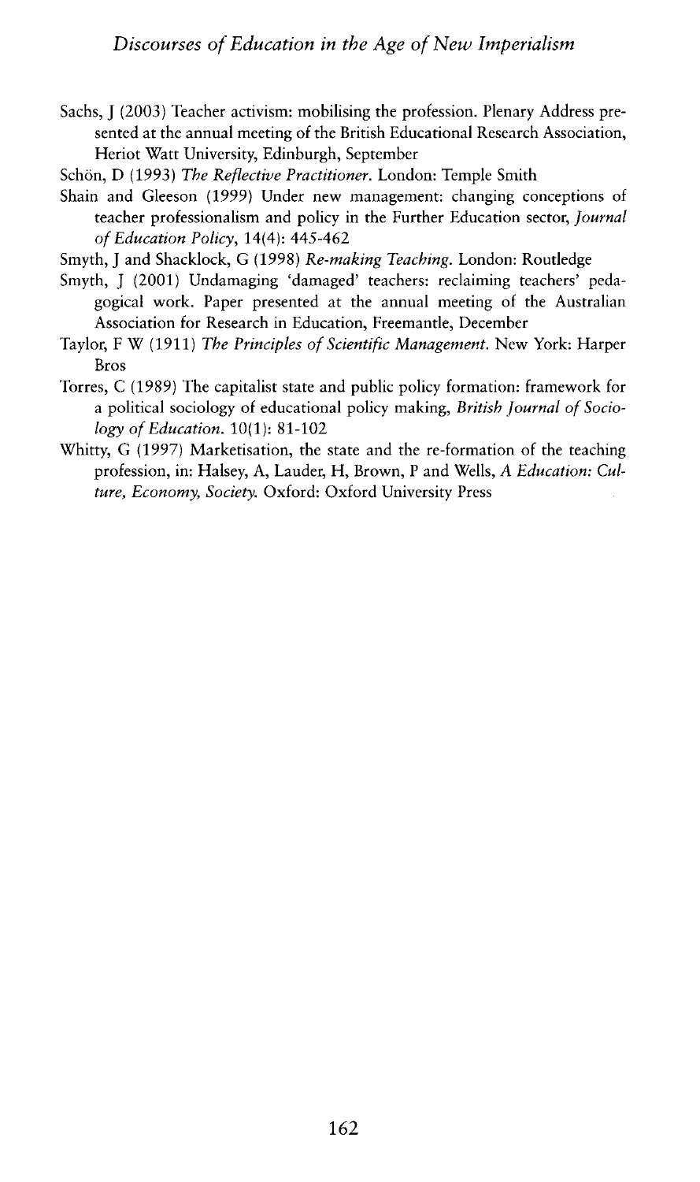Sachs, J (2003) Teacher activism: mobilising the profession. Plenary Address presented at the annual meeting of the British Educational Research Association, Heriot Watt University, Edinburgh, September

Schön, D (1993) *The Reflective Practitioner*. London: Temple Smith

Shain and Gleeson (1999) Under new management: changing conceptions of teacher professionalism and policy in the Further Education sector, *Journal of Education Policy*, 14(4): 445-462

Smyth, J and Shacklock, G (1998) *Re-making Teaching*. London: Routledge

Smyth, J (2001) Undamaging 'damaged' teachers: reclaiming teachers' pedagogical work. Paper presented at the annual meeting of the Australian Association for Research in Education, Freemantle, December

Taylor, F W (1911) *The Principles of Scientific Management*. New York: Harper Bros

Torres, C (1989) The capitalist state and public policy formation: framework for a political sociology of educational policy making, *British Journal of Sociology of Education*. 10(1): 81-102

Whitty, G (1997) Marketisation, the state and the re-formation of the teaching profession, in: Halsey, A, Lauder, H, Brown, P and Wells, *A Education: Culture, Economy, Society*. Oxford: Oxford University Press